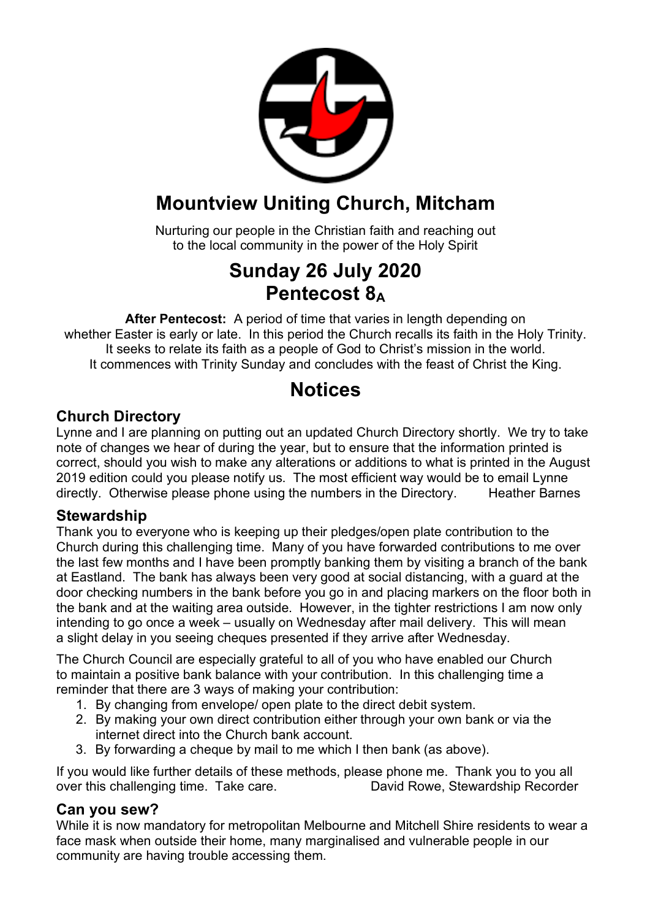# Mountview Uniting Church, Mitcham

Nurturing our people in the Christian faith and reaching out to the local community in the power of the Holy Spirit

## Sunday 26 July 2020
## Pentecost $8_A$

**After Pentecost:** A period of time that varies in length depending on whether Easter is early or late. In this period the Church recalls its faith in the Holy Trinity. It seeks to relate its faith as a people of God to Christ's mission in the world. It commences with Trinity Sunday and concludes with the feast of Christ the King.

# Notices

### Church Directory

Lynne and I are planning on putting out an updated Church Directory shortly. We try to take note of changes we hear of during the year, but to ensure that the information printed is correct, should you wish to make any alterations or additions to what is printed in the August 2019 edition could you please notify us. The most efficient way would be to email Lynne directly. Otherwise please phone using the numbers in the Directory. Heather Barnes

### Stewardship

Thank you to everyone who is keeping up their pledges/open plate contribution to the Church during this challenging time. Many of you have forwarded contributions to me over the last few months and I have been promptly banking them by visiting a branch of the bank at Eastland. The bank has always been very good at social distancing, with a guard at the door checking numbers in the bank before you go in and placing markers on the floor both in the bank and at the waiting area outside. However, in the tighter restrictions I am now only intending to go once a week – usually on Wednesday after mail delivery. This will mean a slight delay in you seeing cheques presented if they arrive after Wednesday.

The Church Council are especially grateful to all of you who have enabled our Church to maintain a positive bank balance with your contribution. In this challenging time a reminder that there are 3 ways of making your contribution:

1. By changing from envelope/ open plate to the direct debit system.
2. By making your own direct contribution either through your own bank or via the internet direct into the Church bank account.
3. By forwarding a cheque by mail to me which I then bank (as above).

If you would like further details of these methods, please phone me. Thank you to you all over this challenging time. Take care. David Rowe, Stewardship Recorder

### Can you sew?

While it is now mandatory for metropolitan Melbourne and Mitchell Shire residents to wear a face mask when outside their home, many marginalised and vulnerable people in our community are having trouble accessing them.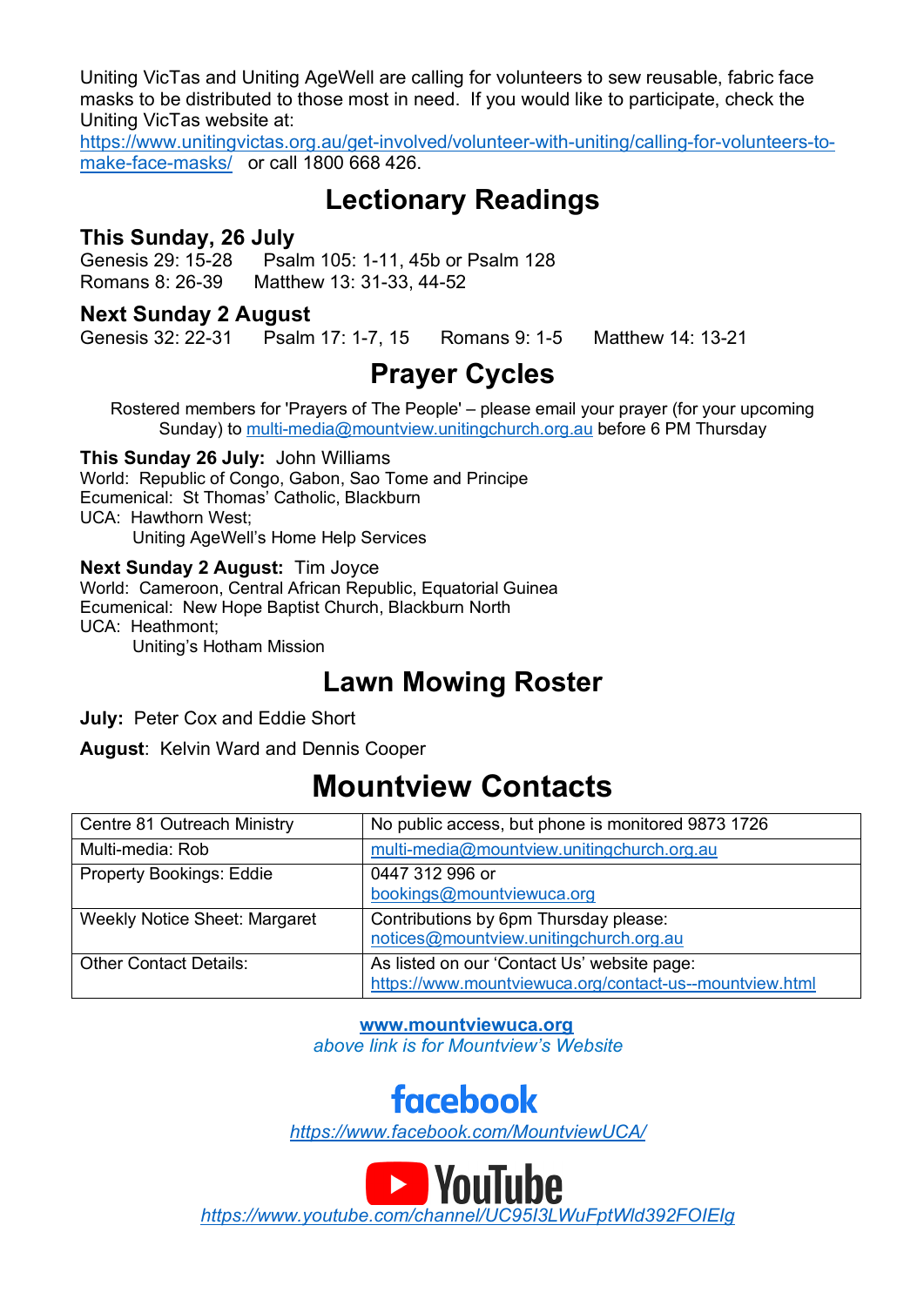Uniting VicTas and Uniting AgeWell are calling for volunteers to sew reusable, fabric face masks to be distributed to those most in need. If you would like to participate, check the Uniting VicTas website at: https://www.unitingvictas.org.au/get-involved/volunteer-with-uniting/calling-for-volunteers-to-make-face-masks/ or call 1800 668 426.

# Lectionary Readings

### This Sunday, 26 July

Genesis 29: 15-28 Psalm 105: 1-11, 45b or Psalm 128
Romans 8: 26-39 Matthew 13: 31-33, 44-52

### Next Sunday 2 August

Genesis 32: 22-31 Psalm 17: 1-7, 15 Romans 9: 1-5 Matthew 14: 13-21

# Prayer Cycles

Rostered members for 'Prayers of The People' – please email your prayer (for your upcoming Sunday) to multi-media@mountview.unitingchurch.org.au before 6 PM Thursday

**This Sunday 26 July:** John Williams
World: Republic of Congo, Gabon, Sao Tome and Principe
Ecumenical: St Thomas' Catholic, Blackburn
UCA: Hawthorn West;
Uniting AgeWell's Home Help Services

**Next Sunday 2 August:** Tim Joyce
World: Cameroon, Central African Republic, Equatorial Guinea
Ecumenical: New Hope Baptist Church, Blackburn North
UCA: Heathmont;
Uniting's Hotham Mission

# Lawn Mowing Roster

**July:** Peter Cox and Eddie Short

**August**: Kelvin Ward and Dennis Cooper

# Mountview Contacts

| | |
|---|---|
| Centre 81 Outreach Ministry | No public access, but phone is monitored 9873 1726 |
| Multi-media: Rob | multi-media@mountview.unitingchurch.org.au |
| Property Bookings: Eddie | 0447 312 996 or bookings@mountviewuca.org |
| Weekly Notice Sheet: Margaret | Contributions by 6pm Thursday please: notices@mountview.unitingchurch.org.au |
| Other Contact Details: | As listed on our 'Contact Us' website page: https://www.mountviewuca.org/contact-us--mountview.html |

**www.mountviewuca.org**
*above link is for Mountview's Website*

facebook
*https://www.facebook.com/MountviewUCA/*

YouTube
*https://www.youtube.com/channel/UC95I3LWuFptWld392FOIEIg*